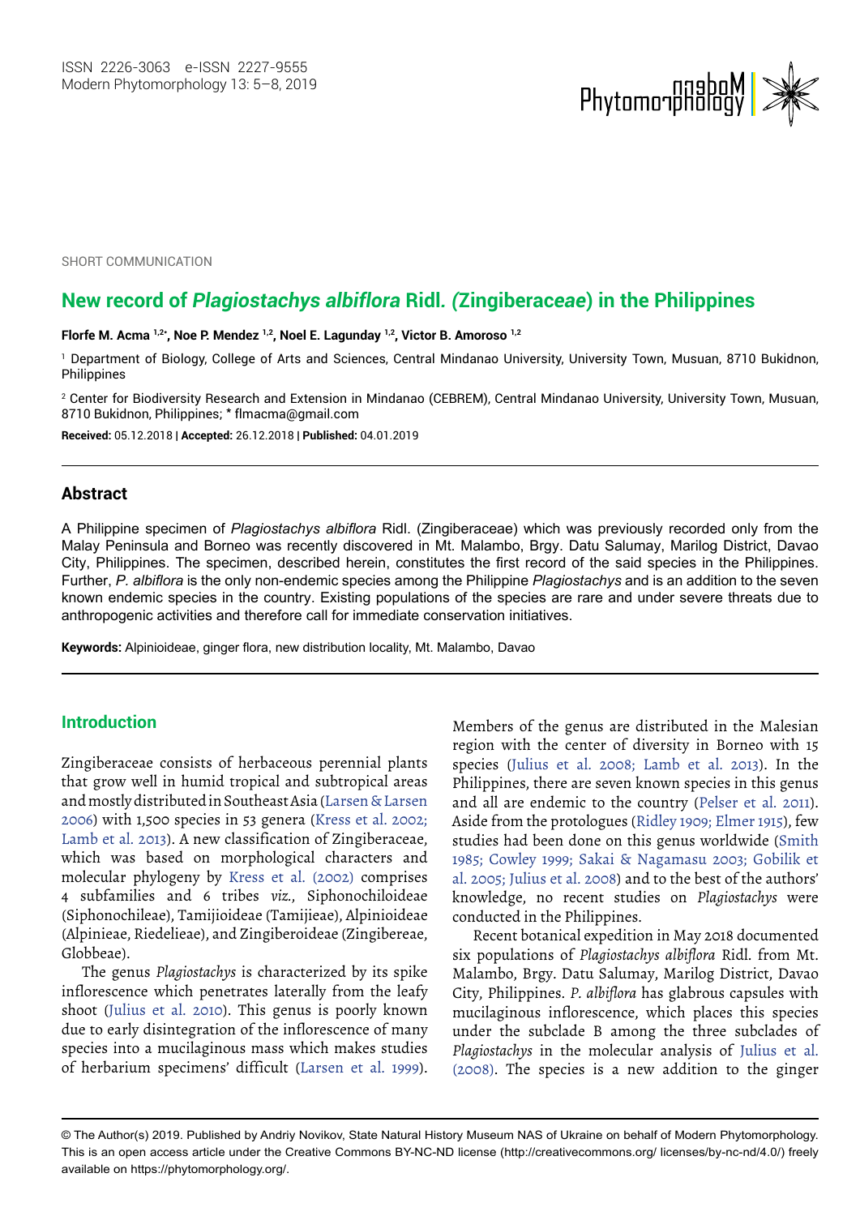SHORT COMMUNICATION

# New record of *Plagiostachys albiflora* Ridl. (Zingiberaceae) in the Philippines

**Florfe M. Acma [1,2*], Noe P. Mendez [1,2], Noel E. Lagunday [1,2], Victor B. Amoroso [1,2]**

[1] Department of Biology, College of Arts and Sciences, Central Mindanao University, University Town, Musuan, 8710 Bukidnon, Philippines

[2] Center for Biodiversity Research and Extension in Mindanao (CEBREM), Central Mindanao University, University Town, Musuan, 8710 Bukidnon, Philippines; * flmacma@gmail.com

**Received:** 05.12.2018 | **Accepted:** 26.12.2018 | **Published:** 04.01.2019

## Abstract

A Philippine specimen of *Plagiostachys albiflora* Ridl. (Zingiberaceae) which was previously recorded only from the Malay Peninsula and Borneo was recently discovered in Mt. Malambo, Brgy. Datu Salumay, Marilog District, Davao City, Philippines. The specimen, described herein, constitutes the first record of the said species in the Philippines. Further, *P. albiflora* is the only non-endemic species among the Philippine *Plagiostachys* and is an addition to the seven known endemic species in the country. Existing populations of the species are rare and under severe threats due to anthropogenic activities and therefore call for immediate conservation initiatives.

**Keywords:** Alpinioideae, ginger flora, new distribution locality, Mt. Malambo, Davao

## Introduction

Zingiberaceae consists of herbaceous perennial plants that grow well in humid tropical and subtropical areas and mostly distributed in Southeast Asia (Larsen & Larsen 2006) with 1,500 species in 53 genera (Kress et al. 2002; Lamb et al. 2013). A new classification of Zingiberaceae, which was based on morphological characters and molecular phylogeny by Kress et al. (2002) comprises 4 subfamilies and 6 tribes *viz.*, Siphonochiloideae (Siphonochileae), Tamijioideae (Tamijieae), Alpinioideae (Alpinieae, Riedelieae), and Zingiberoideae (Zingibereae, Globbeae).

The genus *Plagiostachys* is characterized by its spike inflorescence which penetrates laterally from the leafy shoot (Julius et al. 2010). This genus is poorly known due to early disintegration of the inflorescence of many species into a mucilaginous mass which makes studies of herbarium specimens' difficult (Larsen et al. 1999). Members of the genus are distributed in the Malesian region with the center of diversity in Borneo with 15 species (Julius et al. 2008; Lamb et al. 2013). In the Philippines, there are seven known species in this genus and all are endemic to the country (Pelser et al. 2011). Aside from the protologues (Ridley 1909; Elmer 1915), few studies had been done on this genus worldwide (Smith 1985; Cowley 1999; Sakai & Nagamasu 2003; Gobilik et al. 2005; Julius et al. 2008) and to the best of the authors' knowledge, no recent studies on *Plagiostachys* were conducted in the Philippines.

Recent botanical expedition in May 2018 documented six populations of *Plagiostachys albiflora* Ridl. from Mt. Malambo, Brgy. Datu Salumay, Marilog District, Davao City, Philippines. *P. albiflora* has glabrous capsules with mucilaginous inflorescence, which places this species under the subclade B among the three subclades of *Plagiostachys* in the molecular analysis of Julius et al. (2008). The species is a new addition to the ginger

© The Author(s) 2019. Published by Andriy Novikov, State Natural History Museum NAS of Ukraine on behalf of Modern Phytomorphology. This is an open access article under the Creative Commons BY-NC-ND license (http://creativecommons.org/ licenses/by-nc-nd/4.0/) freely available on https://phytomorphology.org/.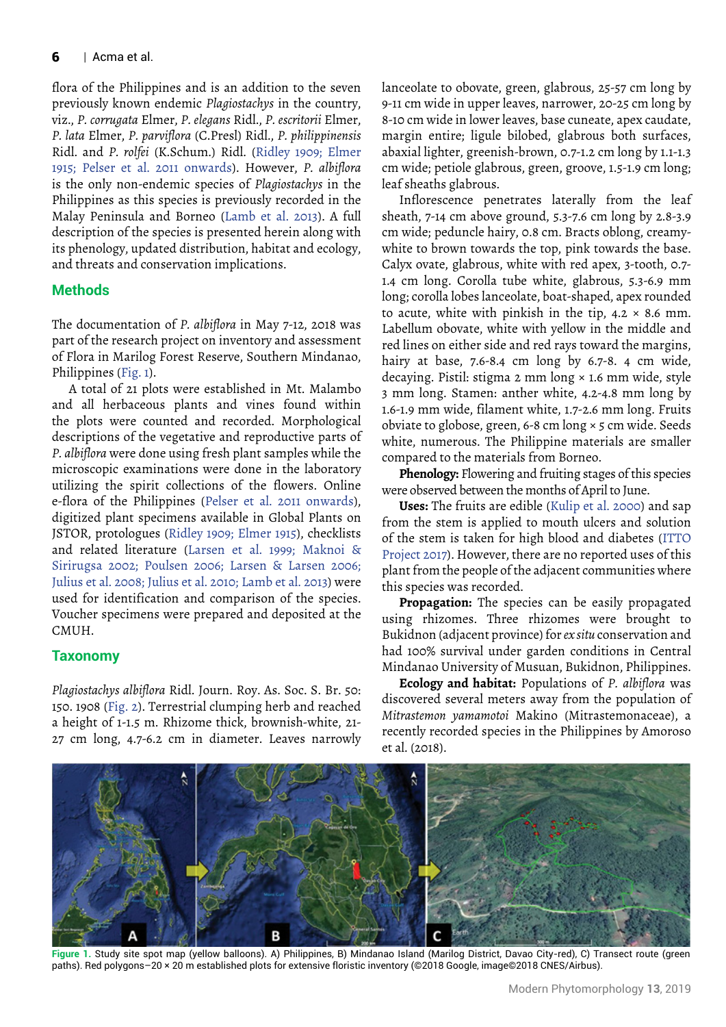flora of the Philippines and is an addition to the seven previously known endemic *Plagiostachys* in the country, viz., *P. corrugata* Elmer, *P. elegans* Ridl., *P. escritorii* Elmer, *P. lata* Elmer, *P. parviflora* (C.Presl) Ridl., *P. philippinensis* Ridl. and *P. rolfei* (K.Schum.) Ridl. (Ridley 1909; Elmer 1915; Pelser et al. 2011 onwards). However, *P. albiflora* is the only non-endemic species of *Plagiostachys* in the Philippines as this species is previously recorded in the Malay Peninsula and Borneo (Lamb et al. 2013). A full description of the species is presented herein along with its phenology, updated distribution, habitat and ecology, and threats and conservation implications.

## Methods

The documentation of *P. albiflora* in May 7-12, 2018 was part of the research project on inventory and assessment of Flora in Marilog Forest Reserve, Southern Mindanao, Philippines (Fig. 1).

A total of 21 plots were established in Mt. Malambo and all herbaceous plants and vines found within the plots were counted and recorded. Morphological descriptions of the vegetative and reproductive parts of *P. albiflora* were done using fresh plant samples while the microscopic examinations were done in the laboratory utilizing the spirit collections of the flowers. Online e-flora of the Philippines (Pelser et al. 2011 onwards), digitized plant specimens available in Global Plants on JSTOR, protologues (Ridley 1909; Elmer 1915), checklists and related literature (Larsen et al. 1999; Maknoi & Sirirugsa 2002; Poulsen 2006; Larsen & Larsen 2006; Julius et al. 2008; Julius et al. 2010; Lamb et al. 2013) were used for identification and comparison of the species. Voucher specimens were prepared and deposited at the CMUH.

## Taxonomy

*Plagiostachys albiflora* Ridl. Journ. Roy. As. Soc. S. Br. 50: 150. 1908 (Fig. 2). Terrestrial clumping herb and reached a height of 1-1.5 m. Rhizome thick, brownish-white, 21-27 cm long, 4.7-6.2 cm in diameter. Leaves narrowly lanceolate to obovate, green, glabrous, 25-57 cm long by 9-11 cm wide in upper leaves, narrower, 20-25 cm long by 8-10 cm wide in lower leaves, base cuneate, apex caudate, margin entire; ligule bilobed, glabrous both surfaces, abaxial lighter, greenish-brown, 0.7-1.2 cm long by 1.1-1.3 cm wide; petiole glabrous, green, groove, 1.5-1.9 cm long; leaf sheaths glabrous.

Inflorescence penetrates laterally from the leaf sheath, 7-14 cm above ground, 5.3-7.6 cm long by 2.8-3.9 cm wide; peduncle hairy, 0.8 cm. Bracts oblong, creamy-white to brown towards the top, pink towards the base. Calyx ovate, glabrous, white with red apex, 3-tooth, 0.7-1.4 cm long. Corolla tube white, glabrous, 5.3-6.9 mm long; corolla lobes lanceolate, boat-shaped, apex rounded to acute, white with pinkish in the tip, 4.2 × 8.6 mm. Labellum obovate, white with yellow in the middle and red lines on either side and red rays toward the margins, hairy at base, 7.6-8.4 cm long by 6.7-8. 4 cm wide, decaying. Pistil: stigma 2 mm long × 1.6 mm wide, style 3 mm long. Stamen: anther white, 4.2-4.8 mm long by 1.6-1.9 mm wide, filament white, 1.7-2.6 mm long. Fruits obviate to globose, green, 6-8 cm long × 5 cm wide. Seeds white, numerous. The Philippine materials are smaller compared to the materials from Borneo.

**Phenology:** Flowering and fruiting stages of this species were observed between the months of April to June.

**Uses:** The fruits are edible (Kulip et al. 2000) and sap from the stem is applied to mouth ulcers and solution of the stem is taken for high blood and diabetes (ITTO Project 2017). However, there are no reported uses of this plant from the people of the adjacent communities where this species was recorded.

**Propagation:** The species can be easily propagated using rhizomes. Three rhizomes were brought to Bukidnon (adjacent province) for *ex situ* conservation and had 100% survival under garden conditions in Central Mindanao University of Musuan, Bukidnon, Philippines.

**Ecology and habitat:** Populations of *P. albiflora* was discovered several meters away from the population of *Mitrastemon yamamotoi* Makino (Mitrastemonaceae), a recently recorded species in the Philippines by Amoroso et al. (2018).

**Figure 1.** Study site spot map (yellow balloons). A) Philippines, B) Mindanao Island (Marilog District, Davao City-red), C) Transect route (green paths). Red polygons–20 × 20 m established plots for extensive floristic inventory (©2018 Google, image©2018 CNES/Airbus).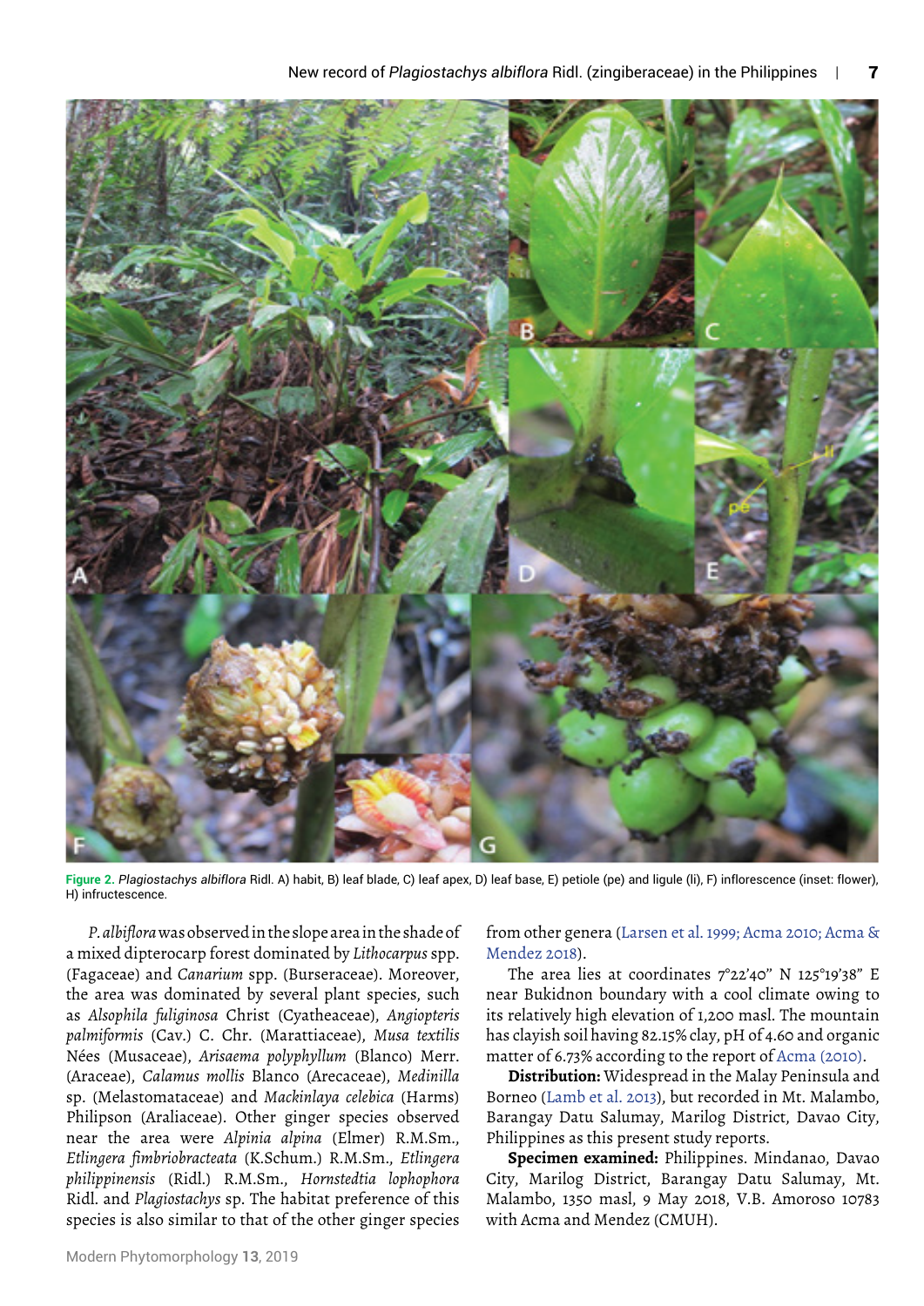**Figure 2.** *Plagiostachys albiflora* Ridl. A) habit, B) leaf blade, C) leaf apex, D) leaf base, E) petiole (pe) and ligule (li), F) inflorescence (inset: flower), H) infructescence.

*P. albiflora* was observed in the slope area in the shade of a mixed dipterocarp forest dominated by *Lithocarpus* spp. (Fagaceae) and *Canarium* spp. (Burseraceae). Moreover, the area was dominated by several plant species, such as *Alsophila fuliginosa* Christ (Cyatheaceae), *Angiopteris palmiformis* (Cav.) C. Chr. (Marattiaceae), *Musa textilis* Nées (Musaceae), *Arisaema polyphyllum* (Blanco) Merr. (Araceae), *Calamus mollis* Blanco (Arecaceae), *Medinilla* sp. (Melastomataceae) and *Mackinlaya celebica* (Harms) Philipson (Araliaceae). Other ginger species observed near the area were *Alpinia alpina* (Elmer) R.M.Sm., *Etlingera fimbriobracteata* (K.Schum.) R.M.Sm., *Etlingera philippinensis* (Ridl.) R.M.Sm., *Hornstedtia lophophora* Ridl. and *Plagiostachys* sp. The habitat preference of this species is also similar to that of the other ginger species from other genera (Larsen et al. 1999; Acma 2010; Acma & Mendez 2018).

The area lies at coordinates 7°22'40" N 125°19'38" E near Bukidnon boundary with a cool climate owing to its relatively high elevation of 1,200 masl. The mountain has clayish soil having 82.15% clay, pH of 4.60 and organic matter of 6.73% according to the report of Acma (2010).

**Distribution:** Widespread in the Malay Peninsula and Borneo (Lamb et al. 2013), but recorded in Mt. Malambo, Barangay Datu Salumay, Marilog District, Davao City, Philippines as this present study reports.

**Specimen examined:** Philippines. Mindanao, Davao City, Marilog District, Barangay Datu Salumay, Mt. Malambo, 1350 masl, 9 May 2018, V.B. Amoroso 10783 with Acma and Mendez (CMUH).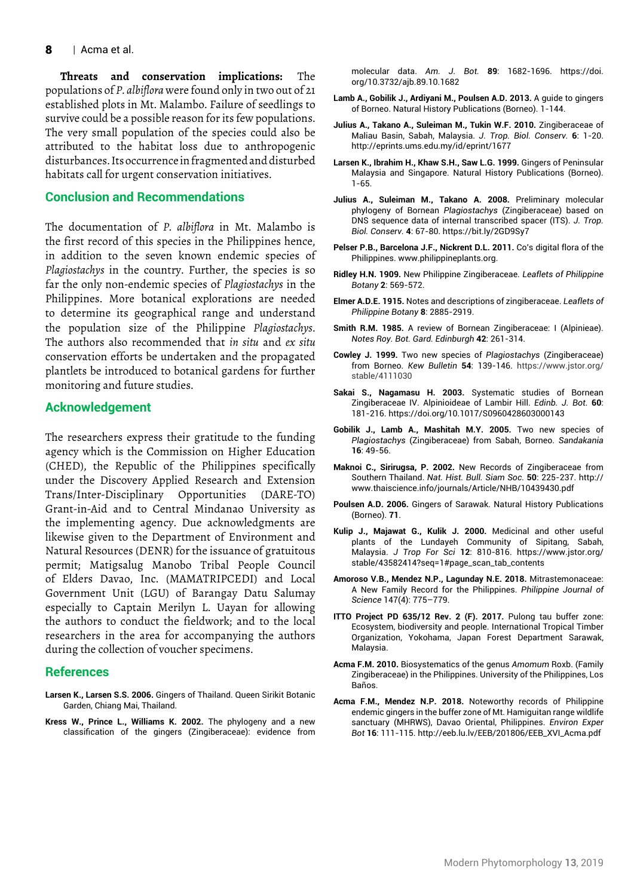**Threats and conservation implications:** The populations of *P. albiflora* were found only in two out of 21 established plots in Mt. Malambo. Failure of seedlings to survive could be a possible reason for its few populations. The very small population of the species could also be attributed to the habitat loss due to anthropogenic disturbances. Its occurrence in fragmented and disturbed habitats call for urgent conservation initiatives.

## Conclusion and Recommendations

The documentation of *P. albiflora* in Mt. Malambo is the first record of this species in the Philippines hence, in addition to the seven known endemic species of *Plagiostachys* in the country. Further, the species is so far the only non-endemic species of *Plagiostachys* in the Philippines. More botanical explorations are needed to determine its geographical range and understand the population size of the Philippine *Plagiostachys*. The authors also recommended that *in situ* and *ex situ* conservation efforts be undertaken and the propagated plantlets be introduced to botanical gardens for further monitoring and future studies.

## Acknowledgement

The researchers express their gratitude to the funding agency which is the Commission on Higher Education (CHED), the Republic of the Philippines specifically under the Discovery Applied Research and Extension Trans/Inter-Disciplinary Opportunities (DARE-TO) Grant-in-Aid and to Central Mindanao University as the implementing agency. Due acknowledgments are likewise given to the Department of Environment and Natural Resources (DENR) for the issuance of gratuitous permit; Matigsalug Manobo Tribal People Council of Elders Davao, Inc. (MAMATRIPCEDI) and Local Government Unit (LGU) of Barangay Datu Salumay especially to Captain Merilyn L. Uayan for allowing the authors to conduct the fieldwork; and to the local researchers in the area for accompanying the authors during the collection of voucher specimens.

## References

**Larsen K., Larsen S.S. 2006.** Gingers of Thailand. Queen Sirikit Botanic Garden, Chiang Mai, Thailand.

**Kress W., Prince L., Williams K. 2002.** The phylogeny and a new classification of the gingers (Zingiberaceae): evidence from molecular data. *Am. J. Bot.* **89**: 1682-1696. https://doi.org/10.3732/ajb.89.10.1682

**Lamb A., Gobilik J., Ardiyani M., Poulsen A.D. 2013.** A guide to gingers of Borneo. Natural History Publications (Borneo). 1-144.

**Julius A., Takano A., Suleiman M., Tukin W.F. 2010.** Zingiberaceae of Maliau Basin, Sabah, Malaysia. *J. Trop. Biol. Conserv.* **6**: 1-20. http://eprints.ums.edu.my/id/eprint/1677

**Larsen K., Ibrahim H., Khaw S.H., Saw L.G. 1999.** Gingers of Peninsular Malaysia and Singapore. Natural History Publications (Borneo). 1-65.

**Julius A., Suleiman M., Takano A. 2008.** Preliminary molecular phylogeny of Bornean *Plagiostachys* (Zingiberaceae) based on DNS sequence data of internal transcribed spacer (ITS). *J. Trop. Biol. Conserv.* **4**: 67-80. https://bit.ly/2GD9Sy7

**Pelser P.B., Barcelona J.F., Nickrent D.L. 2011.** Co's digital flora of the Philippines. www.philippineplants.org.

**Ridley H.N. 1909.** New Philippine Zingiberaceae. *Leaflets of Philippine Botany* **2**: 569-572.

**Elmer A.D.E. 1915.** Notes and descriptions of zingiberaceae. *Leaflets of Philippine Botany* **8**: 2885-2919.

**Smith R.M. 1985.** A review of Bornean Zingiberaceae: I (Alpinieae). *Notes Roy. Bot. Gard. Edinburgh* **42**: 261-314.

**Cowley J. 1999.** Two new species of *Plagiostachys* (Zingiberaceae) from Borneo. *Kew Bulletin* **54**: 139-146. https://www.jstor.org/stable/4111030

**Sakai S., Nagamasu H. 2003.** Systematic studies of Bornean Zingiberaceae IV. Alpinioideae of Lambir Hill. *Edinb. J. Bot.* **60**: 181-216. https://doi.org/10.1017/S0960428603000143

**Gobilik J., Lamb A., Mashitah M.Y. 2005.** Two new species of *Plagiostachys* (Zingiberaceae) from Sabah, Borneo. *Sandakania* **16**: 49-56.

**Maknoi C., Sirirugsa, P. 2002.** New Records of Zingiberaceae from Southern Thailand. *Nat. Hist. Bull. Siam Soc.* **50**: 225-237. http://www.thaiscience.info/journals/Article/NHB/10439430.pdf

**Poulsen A.D. 2006.** Gingers of Sarawak. Natural History Publications (Borneo). **71**.

**Kulip J., Majawat G., Kulik J. 2000.** Medicinal and other useful plants of the Lundayeh Community of Sipitang, Sabah, Malaysia. *J Trop For Sci* **12**: 810-816. https://www.jstor.org/stable/43582414?seq=1#page_scan_tab_contents

**Amoroso V.B., Mendez N.P., Lagunday N.E. 2018.** Mitrastemonaceae: A New Family Record for the Philippines. *Philippine Journal of Science* 147(4): 775–779.

**ITTO Project PD 635/12 Rev. 2 (F). 2017.** Pulong tau buffer zone: Ecosystem, biodiversity and people. International Tropical Timber Organization, Yokohama, Japan Forest Department Sarawak, Malaysia.

**Acma F.M. 2010.** Biosystematics of the genus *Amomum* Roxb. (Family Zingiberaceae) in the Philippines. University of the Philippines, Los Baños.

**Acma F.M., Mendez N.P. 2018.** Noteworthy records of Philippine endemic gingers in the buffer zone of Mt. Hamiguitan range wildlife sanctuary (MHRWS), Davao Oriental, Philippines. *Environ Exper Bot* **16**: 111-115. http://eeb.lu.lv/EEB/201806/EEB_XVI_Acma.pdf